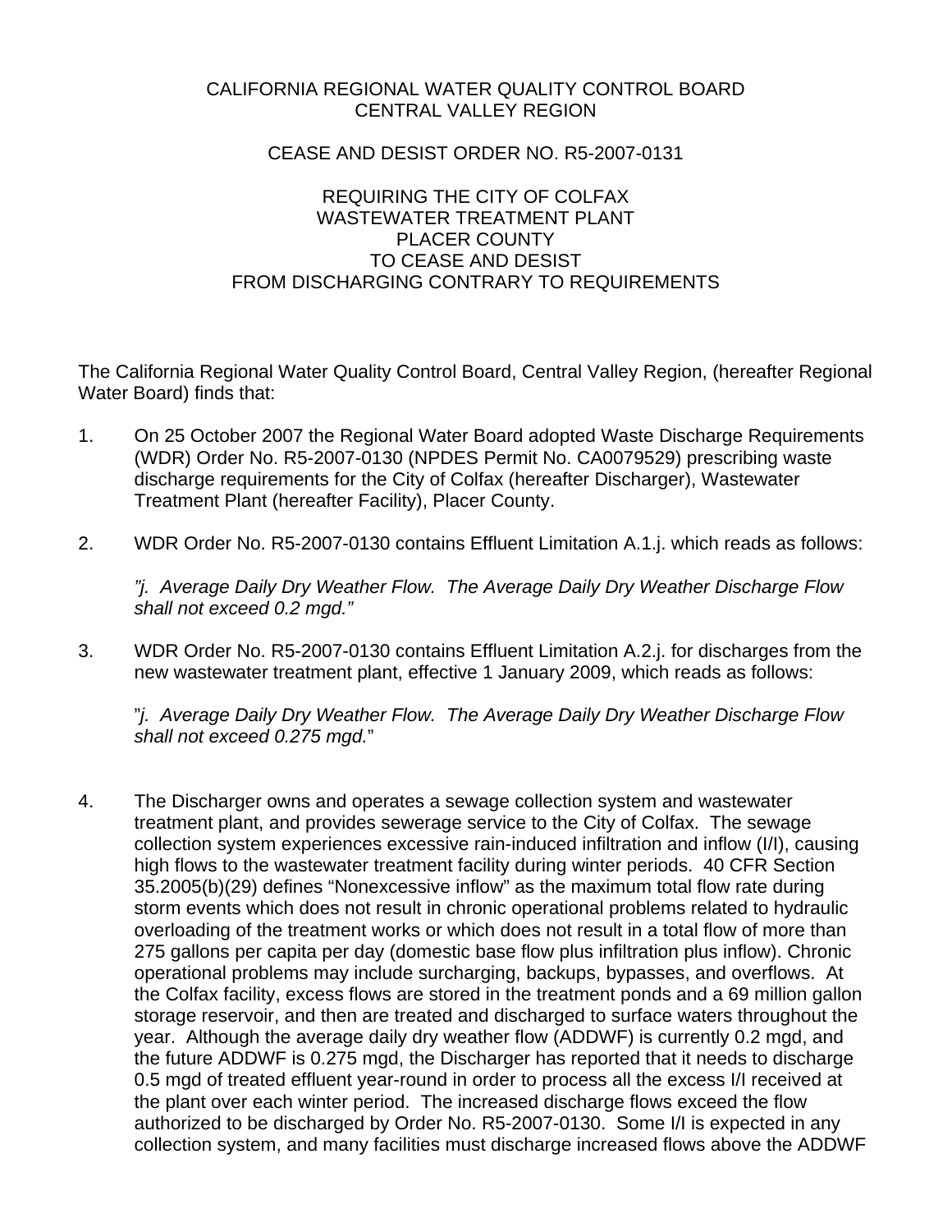CALIFORNIA REGIONAL WATER QUALITY CONTROL BOARD
CENTRAL VALLEY REGION

CEASE AND DESIST ORDER NO. R5-2007-0131

REQUIRING THE CITY OF COLFAX
WASTEWATER TREATMENT PLANT
PLACER COUNTY
TO CEASE AND DESIST
FROM DISCHARGING CONTRARY TO REQUIREMENTS

The California Regional Water Quality Control Board, Central Valley Region, (hereafter Regional Water Board) finds that:

1. On 25 October 2007 the Regional Water Board adopted Waste Discharge Requirements (WDR) Order No. R5-2007-0130 (NPDES Permit No. CA0079529) prescribing waste discharge requirements for the City of Colfax (hereafter Discharger), Wastewater Treatment Plant (hereafter Facility), Placer County.

2. WDR Order No. R5-2007-0130 contains Effluent Limitation A.1.j. which reads as follows:

   *"j. Average Daily Dry Weather Flow. The Average Daily Dry Weather Discharge Flow shall not exceed 0.2 mgd."*

3. WDR Order No. R5-2007-0130 contains Effluent Limitation A.2.j. for discharges from the new wastewater treatment plant, effective 1 January 2009, which reads as follows:

   "*j. Average Daily Dry Weather Flow. The Average Daily Dry Weather Discharge Flow shall not exceed 0.275 mgd.*"

4. The Discharger owns and operates a sewage collection system and wastewater treatment plant, and provides sewerage service to the City of Colfax. The sewage collection system experiences excessive rain-induced infiltration and inflow (I/I), causing high flows to the wastewater treatment facility during winter periods. 40 CFR Section 35.2005(b)(29) defines "Nonexcessive inflow" as the maximum total flow rate during storm events which does not result in chronic operational problems related to hydraulic overloading of the treatment works or which does not result in a total flow of more than 275 gallons per capita per day (domestic base flow plus infiltration plus inflow). Chronic operational problems may include surcharging, backups, bypasses, and overflows. At the Colfax facility, excess flows are stored in the treatment ponds and a 69 million gallon storage reservoir, and then are treated and discharged to surface waters throughout the year. Although the average daily dry weather flow (ADDWF) is currently 0.2 mgd, and the future ADDWF is 0.275 mgd, the Discharger has reported that it needs to discharge 0.5 mgd of treated effluent year-round in order to process all the excess I/I received at the plant over each winter period. The increased discharge flows exceed the flow authorized to be discharged by Order No. R5-2007-0130. Some I/I is expected in any collection system, and many facilities must discharge increased flows above the ADDWF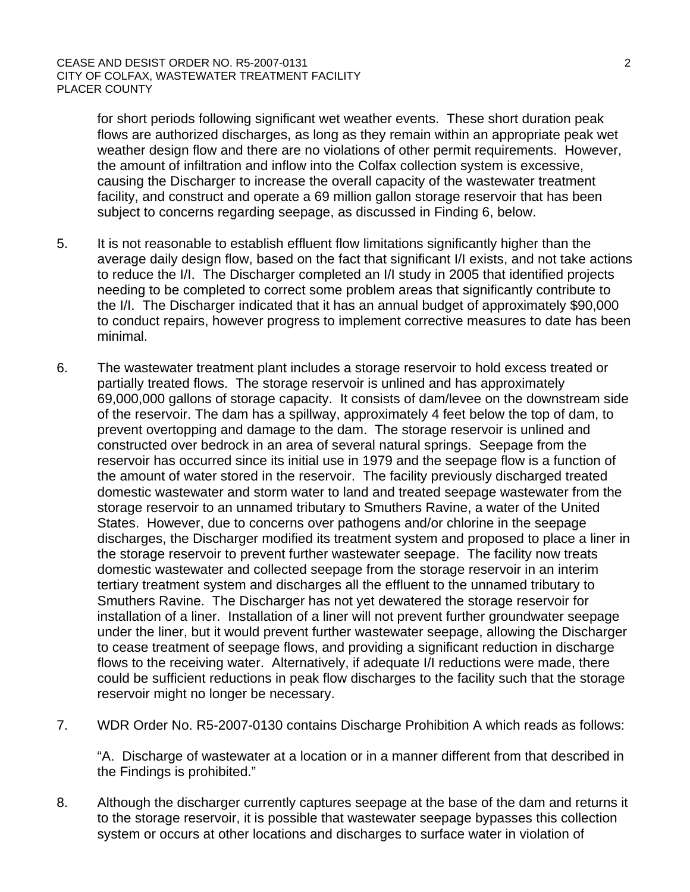for short periods following significant wet weather events. These short duration peak flows are authorized discharges, as long as they remain within an appropriate peak wet weather design flow and there are no violations of other permit requirements. However, the amount of infiltration and inflow into the Colfax collection system is excessive, causing the Discharger to increase the overall capacity of the wastewater treatment facility, and construct and operate a 69 million gallon storage reservoir that has been subject to concerns regarding seepage, as discussed in Finding 6, below.

5. It is not reasonable to establish effluent flow limitations significantly higher than the average daily design flow, based on the fact that significant I/I exists, and not take actions to reduce the I/I. The Discharger completed an I/I study in 2005 that identified projects needing to be completed to correct some problem areas that significantly contribute to the I/I. The Discharger indicated that it has an annual budget of approximately $90,000 to conduct repairs, however progress to implement corrective measures to date has been minimal.

6. The wastewater treatment plant includes a storage reservoir to hold excess treated or partially treated flows. The storage reservoir is unlined and has approximately 69,000,000 gallons of storage capacity. It consists of dam/levee on the downstream side of the reservoir. The dam has a spillway, approximately 4 feet below the top of dam, to prevent overtopping and damage to the dam. The storage reservoir is unlined and constructed over bedrock in an area of several natural springs. Seepage from the reservoir has occurred since its initial use in 1979 and the seepage flow is a function of the amount of water stored in the reservoir. The facility previously discharged treated domestic wastewater and storm water to land and treated seepage wastewater from the storage reservoir to an unnamed tributary to Smuthers Ravine, a water of the United States. However, due to concerns over pathogens and/or chlorine in the seepage discharges, the Discharger modified its treatment system and proposed to place a liner in the storage reservoir to prevent further wastewater seepage. The facility now treats domestic wastewater and collected seepage from the storage reservoir in an interim tertiary treatment system and discharges all the effluent to the unnamed tributary to Smuthers Ravine. The Discharger has not yet dewatered the storage reservoir for installation of a liner. Installation of a liner will not prevent further groundwater seepage under the liner, but it would prevent further wastewater seepage, allowing the Discharger to cease treatment of seepage flows, and providing a significant reduction in discharge flows to the receiving water. Alternatively, if adequate I/I reductions were made, there could be sufficient reductions in peak flow discharges to the facility such that the storage reservoir might no longer be necessary.

7. WDR Order No. R5-2007-0130 contains Discharge Prohibition A which reads as follows:

   "A. Discharge of wastewater at a location or in a manner different from that described in the Findings is prohibited."

8. Although the discharger currently captures seepage at the base of the dam and returns it to the storage reservoir, it is possible that wastewater seepage bypasses this collection system or occurs at other locations and discharges to surface water in violation of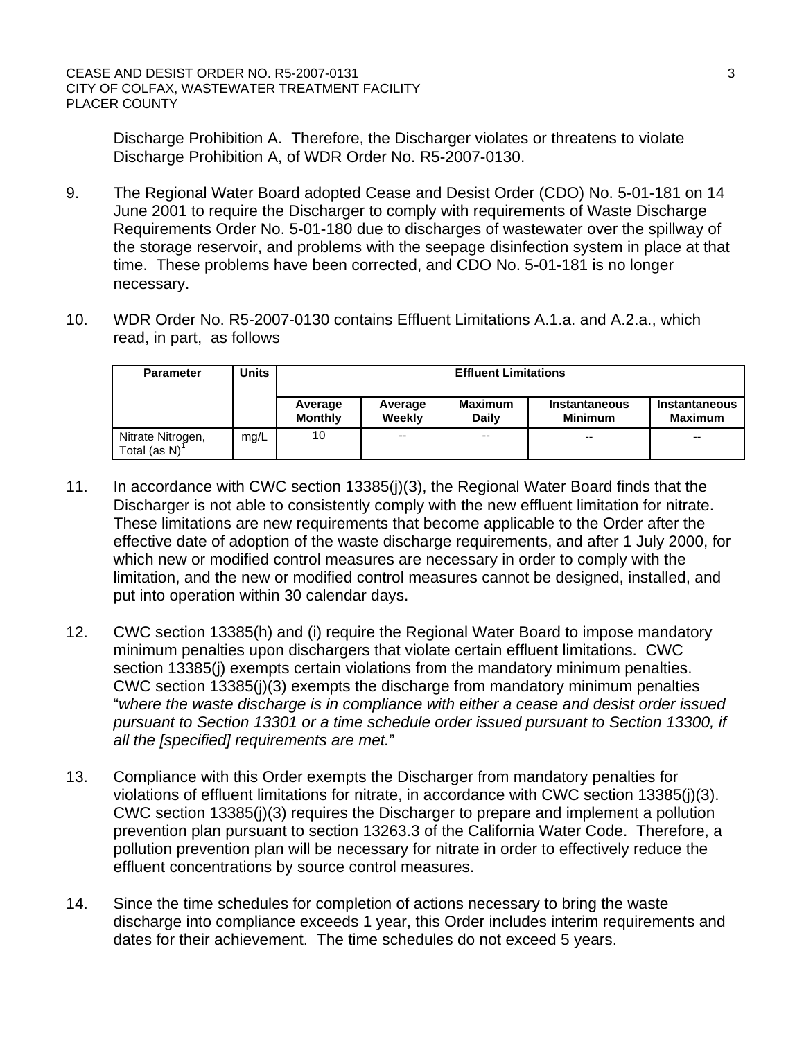Discharge Prohibition A. Therefore, the Discharger violates or threatens to violate Discharge Prohibition A, of WDR Order No. R5-2007-0130.

9. The Regional Water Board adopted Cease and Desist Order (CDO) No. 5-01-181 on 14 June 2001 to require the Discharger to comply with requirements of Waste Discharge Requirements Order No. 5-01-180 due to discharges of wastewater over the spillway of the storage reservoir, and problems with the seepage disinfection system in place at that time. These problems have been corrected, and CDO No. 5-01-181 is no longer necessary.

10. WDR Order No. R5-2007-0130 contains Effluent Limitations A.1.a. and A.2.a., which read, in part, as follows

| Parameter | Units | Effluent Limitations | | | | |
|---|---|---|---|---|---|---|
| | | Average Monthly | Average Weekly | Maximum Daily | Instantaneous Minimum | Instantaneous Maximum |
| Nitrate Nitrogen, Total (as N)[1] | mg/L | 10 | -- | -- | -- | -- |

11. In accordance with CWC section 13385(j)(3), the Regional Water Board finds that the Discharger is not able to consistently comply with the new effluent limitation for nitrate. These limitations are new requirements that become applicable to the Order after the effective date of adoption of the waste discharge requirements, and after 1 July 2000, for which new or modified control measures are necessary in order to comply with the limitation, and the new or modified control measures cannot be designed, installed, and put into operation within 30 calendar days.

12. CWC section 13385(h) and (i) require the Regional Water Board to impose mandatory minimum penalties upon dischargers that violate certain effluent limitations. CWC section 13385(j) exempts certain violations from the mandatory minimum penalties. CWC section 13385(j)(3) exempts the discharge from mandatory minimum penalties "*where the waste discharge is in compliance with either a cease and desist order issued pursuant to Section 13301 or a time schedule order issued pursuant to Section 13300, if all the [specified] requirements are met.*"

13. Compliance with this Order exempts the Discharger from mandatory penalties for violations of effluent limitations for nitrate, in accordance with CWC section 13385(j)(3). CWC section 13385(j)(3) requires the Discharger to prepare and implement a pollution prevention plan pursuant to section 13263.3 of the California Water Code. Therefore, a pollution prevention plan will be necessary for nitrate in order to effectively reduce the effluent concentrations by source control measures.

14. Since the time schedules for completion of actions necessary to bring the waste discharge into compliance exceeds 1 year, this Order includes interim requirements and dates for their achievement. The time schedules do not exceed 5 years.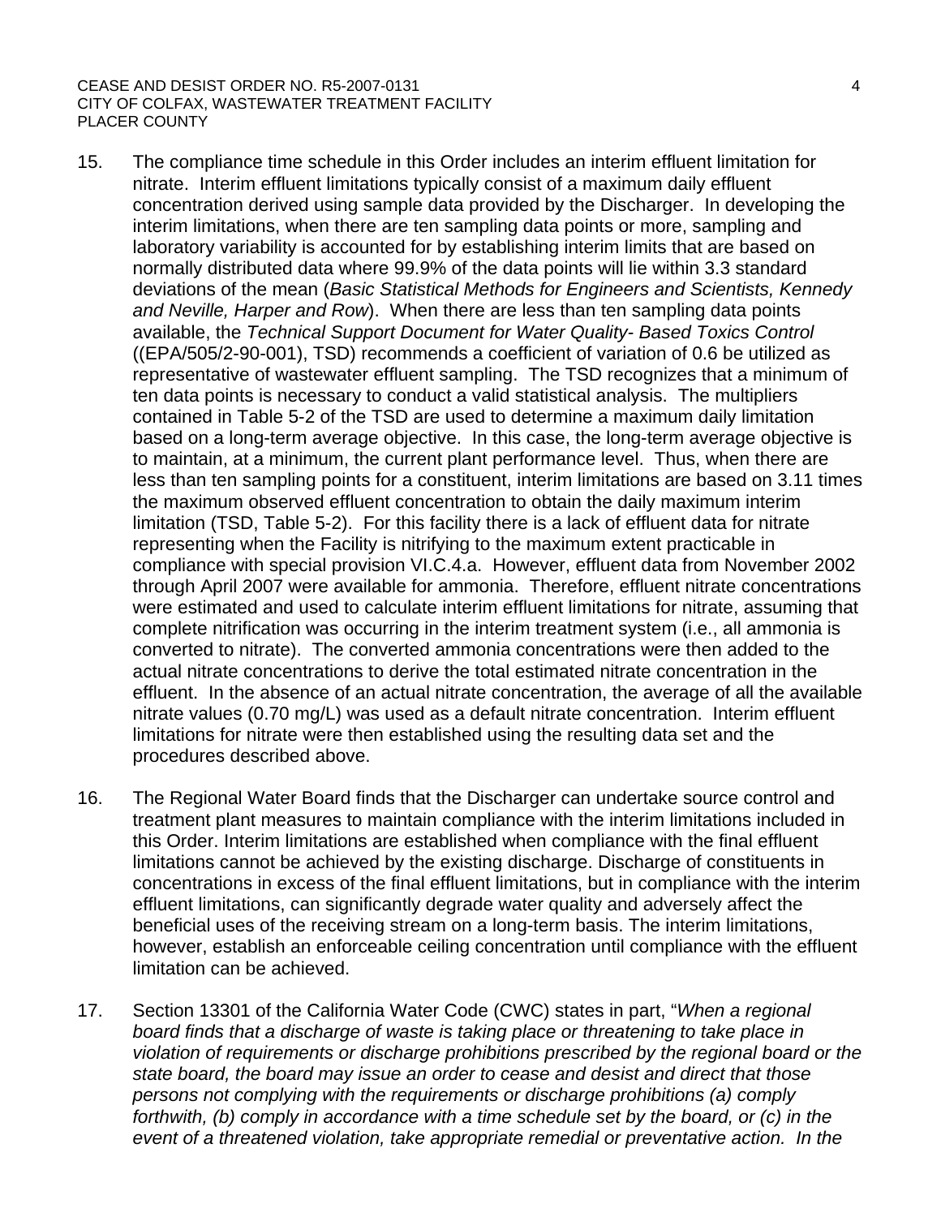15. The compliance time schedule in this Order includes an interim effluent limitation for nitrate. Interim effluent limitations typically consist of a maximum daily effluent concentration derived using sample data provided by the Discharger. In developing the interim limitations, when there are ten sampling data points or more, sampling and laboratory variability is accounted for by establishing interim limits that are based on normally distributed data where 99.9% of the data points will lie within 3.3 standard deviations of the mean (*Basic Statistical Methods for Engineers and Scientists, Kennedy and Neville, Harper and Row*). When there are less than ten sampling data points available, the *Technical Support Document for Water Quality- Based Toxics Control* ((EPA/505/2-90-001), TSD) recommends a coefficient of variation of 0.6 be utilized as representative of wastewater effluent sampling. The TSD recognizes that a minimum of ten data points is necessary to conduct a valid statistical analysis. The multipliers contained in Table 5-2 of the TSD are used to determine a maximum daily limitation based on a long-term average objective. In this case, the long-term average objective is to maintain, at a minimum, the current plant performance level. Thus, when there are less than ten sampling points for a constituent, interim limitations are based on 3.11 times the maximum observed effluent concentration to obtain the daily maximum interim limitation (TSD, Table 5-2). For this facility there is a lack of effluent data for nitrate representing when the Facility is nitrifying to the maximum extent practicable in compliance with special provision VI.C.4.a. However, effluent data from November 2002 through April 2007 were available for ammonia. Therefore, effluent nitrate concentrations were estimated and used to calculate interim effluent limitations for nitrate, assuming that complete nitrification was occurring in the interim treatment system (i.e., all ammonia is converted to nitrate). The converted ammonia concentrations were then added to the actual nitrate concentrations to derive the total estimated nitrate concentration in the effluent. In the absence of an actual nitrate concentration, the average of all the available nitrate values (0.70 mg/L) was used as a default nitrate concentration. Interim effluent limitations for nitrate were then established using the resulting data set and the procedures described above.

16. The Regional Water Board finds that the Discharger can undertake source control and treatment plant measures to maintain compliance with the interim limitations included in this Order. Interim limitations are established when compliance with the final effluent limitations cannot be achieved by the existing discharge. Discharge of constituents in concentrations in excess of the final effluent limitations, but in compliance with the interim effluent limitations, can significantly degrade water quality and adversely affect the beneficial uses of the receiving stream on a long-term basis. The interim limitations, however, establish an enforceable ceiling concentration until compliance with the effluent limitation can be achieved.

17. Section 13301 of the California Water Code (CWC) states in part, "*When a regional board finds that a discharge of waste is taking place or threatening to take place in violation of requirements or discharge prohibitions prescribed by the regional board or the state board, the board may issue an order to cease and desist and direct that those persons not complying with the requirements or discharge prohibitions (a) comply forthwith, (b) comply in accordance with a time schedule set by the board, or (c) in the event of a threatened violation, take appropriate remedial or preventative action. In the*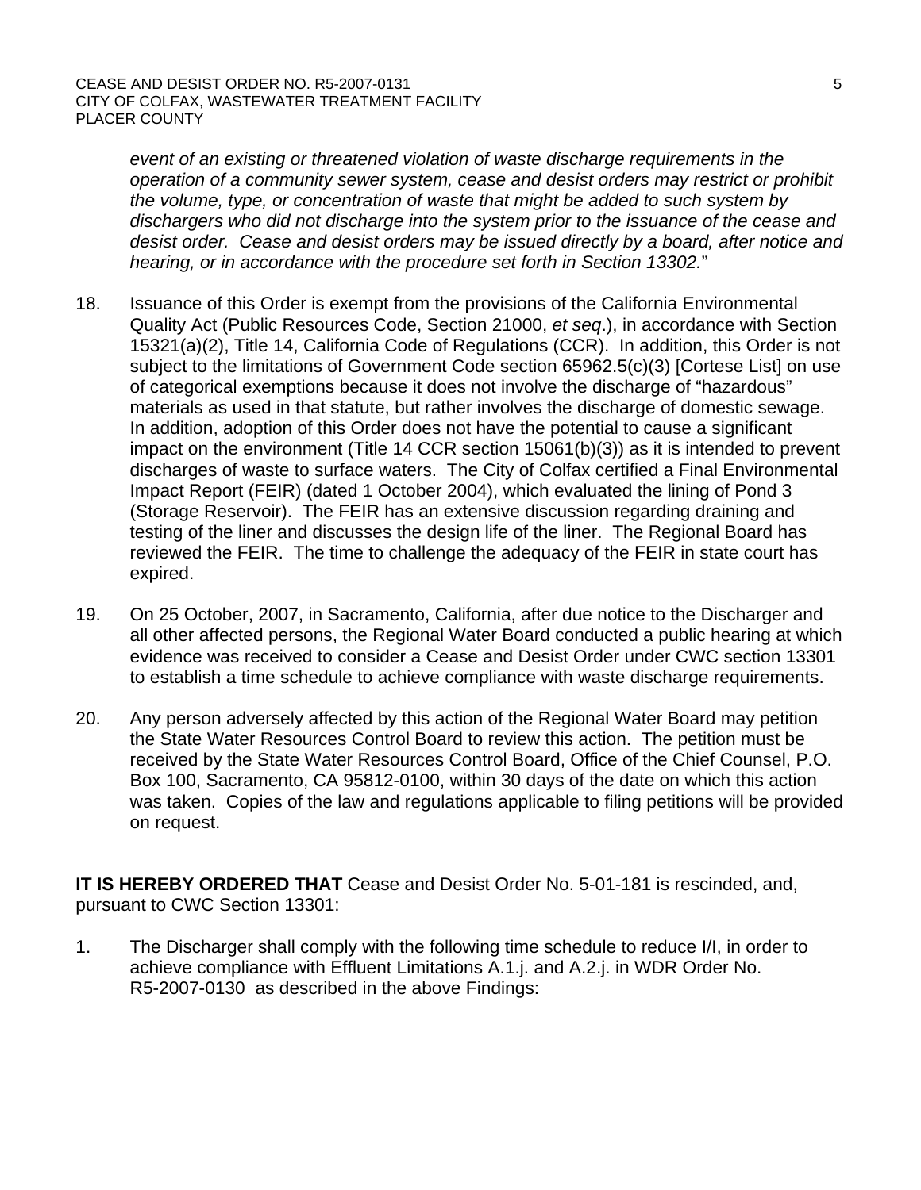*event of an existing or threatened violation of waste discharge requirements in the operation of a community sewer system, cease and desist orders may restrict or prohibit the volume, type, or concentration of waste that might be added to such system by dischargers who did not discharge into the system prior to the issuance of the cease and desist order. Cease and desist orders may be issued directly by a board, after notice and hearing, or in accordance with the procedure set forth in Section 13302.*"

18. Issuance of this Order is exempt from the provisions of the California Environmental Quality Act (Public Resources Code, Section 21000, *et seq*.), in accordance with Section 15321(a)(2), Title 14, California Code of Regulations (CCR). In addition, this Order is not subject to the limitations of Government Code section 65962.5(c)(3) [Cortese List] on use of categorical exemptions because it does not involve the discharge of "hazardous" materials as used in that statute, but rather involves the discharge of domestic sewage. In addition, adoption of this Order does not have the potential to cause a significant impact on the environment (Title 14 CCR section 15061(b)(3)) as it is intended to prevent discharges of waste to surface waters. The City of Colfax certified a Final Environmental Impact Report (FEIR) (dated 1 October 2004), which evaluated the lining of Pond 3 (Storage Reservoir). The FEIR has an extensive discussion regarding draining and testing of the liner and discusses the design life of the liner. The Regional Board has reviewed the FEIR. The time to challenge the adequacy of the FEIR in state court has expired.

19. On 25 October, 2007, in Sacramento, California, after due notice to the Discharger and all other affected persons, the Regional Water Board conducted a public hearing at which evidence was received to consider a Cease and Desist Order under CWC section 13301 to establish a time schedule to achieve compliance with waste discharge requirements.

20. Any person adversely affected by this action of the Regional Water Board may petition the State Water Resources Control Board to review this action. The petition must be received by the State Water Resources Control Board, Office of the Chief Counsel, P.O. Box 100, Sacramento, CA 95812-0100, within 30 days of the date on which this action was taken. Copies of the law and regulations applicable to filing petitions will be provided on request.

**IT IS HEREBY ORDERED THAT** Cease and Desist Order No. 5-01-181 is rescinded, and, pursuant to CWC Section 13301:

1. The Discharger shall comply with the following time schedule to reduce I/I, in order to achieve compliance with Effluent Limitations A.1.j. and A.2.j. in WDR Order No. R5-2007-0130 as described in the above Findings: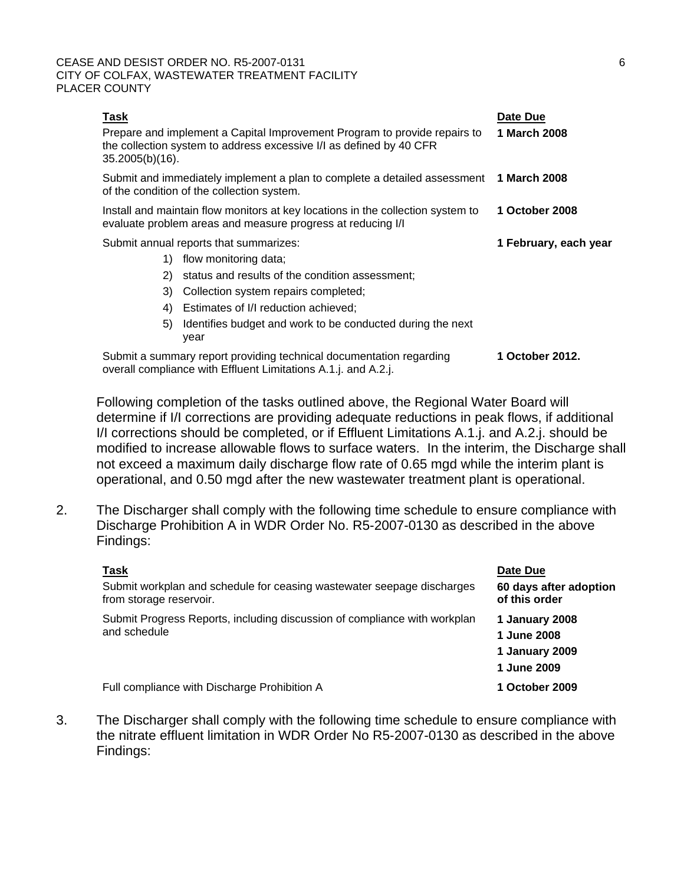| Task | Date Due |
|---|---|
| Prepare and implement a Capital Improvement Program to provide repairs to the collection system to address excessive I/I as defined by 40 CFR 35.2005(b)(16). | **1 March 2008** |
| Submit and immediately implement a plan to complete a detailed assessment of the condition of the collection system. | **1 March 2008** |
| Install and maintain flow monitors at key locations in the collection system to evaluate problem areas and measure progress at reducing I/I | **1 October 2008** |
| Submit annual reports that summarizes: 1) flow monitoring data; 2) status and results of the condition assessment; 3) Collection system repairs completed; 4) Estimates of I/I reduction achieved; 5) Identifies budget and work to be conducted during the next year | **1 February, each year** |
| Submit a summary report providing technical documentation regarding overall compliance with Effluent Limitations A.1.j. and A.2.j. | **1 October 2012.** |

Following completion of the tasks outlined above, the Regional Water Board will determine if I/I corrections are providing adequate reductions in peak flows, if additional I/I corrections should be completed, or if Effluent Limitations A.1.j. and A.2.j. should be modified to increase allowable flows to surface waters. In the interim, the Discharge shall not exceed a maximum daily discharge flow rate of 0.65 mgd while the interim plant is operational, and 0.50 mgd after the new wastewater treatment plant is operational.

2. The Discharger shall comply with the following time schedule to ensure compliance with Discharge Prohibition A in WDR Order No. R5-2007-0130 as described in the above Findings:

| Task | Date Due |
|---|---|
| Submit workplan and schedule for ceasing wastewater seepage discharges from storage reservoir. | **60 days after adoption of this order** |
| Submit Progress Reports, including discussion of compliance with workplan and schedule | **1 January 2008**<br>**1 June 2008**<br>**1 January 2009**<br>**1 June 2009** |
| Full compliance with Discharge Prohibition A | **1 October 2009** |

3. The Discharger shall comply with the following time schedule to ensure compliance with the nitrate effluent limitation in WDR Order No R5-2007-0130 as described in the above Findings: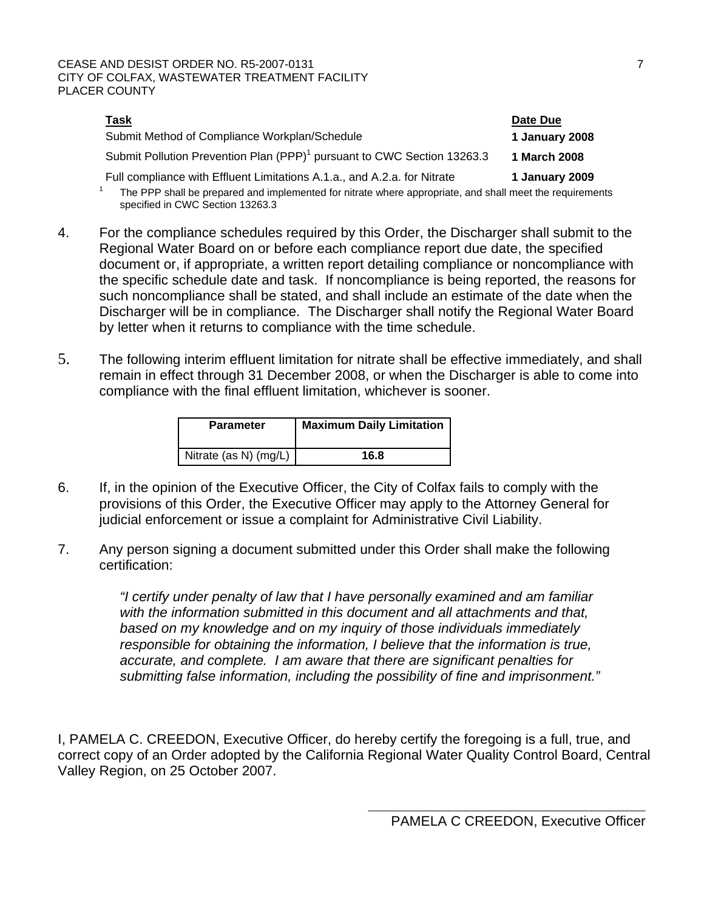| Task | Date Due |
|---|---|
| Submit Method of Compliance Workplan/Schedule | **1 January 2008** |
| Submit Pollution Prevention Plan (PPP)[1] pursuant to CWC Section 13263.3 | **1 March 2008** |
| Full compliance with Effluent Limitations A.1.a., and A.2.a. for Nitrate | **1 January 2009** |

[1] The PPP shall be prepared and implemented for nitrate where appropriate, and shall meet the requirements specified in CWC Section 13263.3

4. For the compliance schedules required by this Order, the Discharger shall submit to the Regional Water Board on or before each compliance report due date, the specified document or, if appropriate, a written report detailing compliance or noncompliance with the specific schedule date and task. If noncompliance is being reported, the reasons for such noncompliance shall be stated, and shall include an estimate of the date when the Discharger will be in compliance. The Discharger shall notify the Regional Water Board by letter when it returns to compliance with the time schedule.

5. The following interim effluent limitation for nitrate shall be effective immediately, and shall remain in effect through 31 December 2008, or when the Discharger is able to come into compliance with the final effluent limitation, whichever is sooner.

| Parameter | Maximum Daily Limitation |
|---|---|
| Nitrate (as N) (mg/L) | **16.8** |

6. If, in the opinion of the Executive Officer, the City of Colfax fails to comply with the provisions of this Order, the Executive Officer may apply to the Attorney General for judicial enforcement or issue a complaint for Administrative Civil Liability.

7. Any person signing a document submitted under this Order shall make the following certification:

   *"I certify under penalty of law that I have personally examined and am familiar with the information submitted in this document and all attachments and that, based on my knowledge and on my inquiry of those individuals immediately responsible for obtaining the information, I believe that the information is true, accurate, and complete. I am aware that there are significant penalties for submitting false information, including the possibility of fine and imprisonment."*

I, PAMELA C. CREEDON, Executive Officer, do hereby certify the foregoing is a full, true, and correct copy of an Order adopted by the California Regional Water Quality Control Board, Central Valley Region, on 25 October 2007.

\_\_\_\_\_\_\_\_\_\_\_\_\_\_\_\_\_\_\_\_\_\_\_\_\_\_\_\_\_\_\_\_\_\_\_\_

PAMELA C CREEDON, Executive Officer